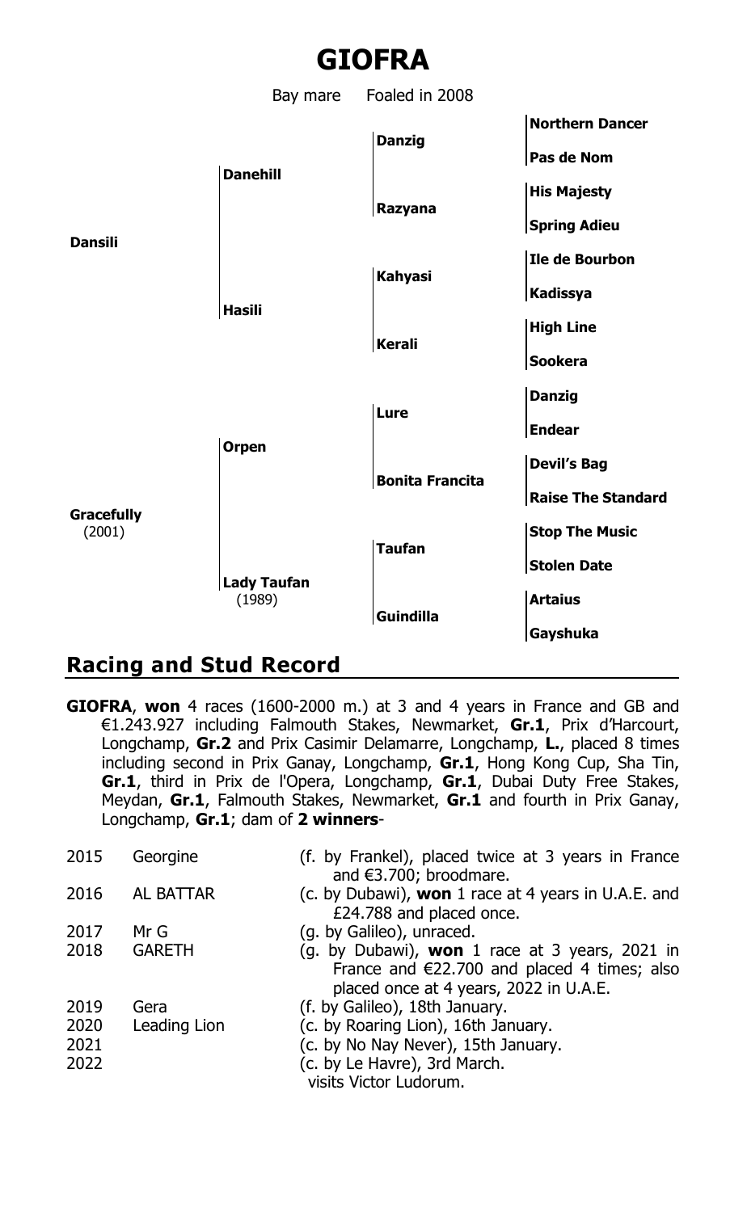# GIOFRA

Bay mare Foaled in 2008

| | | | |
|---|---|---|---|
| **Dansili** | **Danehill** | **Danzig** | **Northern Dancer** |
| | | | **Pas de Nom** |
| | | **Razyana** | **His Majesty** |
| | | | **Spring Adieu** |
| | **Hasili** | **Kahyasi** | **Ile de Bourbon** |
| | | | **Kadissya** |
| | | **Kerali** | **High Line** |
| | | | **Sookera** |
| **Gracefully** (2001) | **Orpen** | **Lure** | **Danzig** |
| | | | **Endear** |
| | | **Bonita Francita** | **Devil's Bag** |
| | | | **Raise The Standard** |
| | **Lady Taufan** (1989) | **Taufan** | **Stop The Music** |
| | | | **Stolen Date** |
| | | **Guindilla** | **Artaius** |
| | | | **Gayshuka** |

## Racing and Stud Record

**GIOFRA**, **won** 4 races (1600-2000 m.) at 3 and 4 years in France and GB and €1.243.927 including Falmouth Stakes, Newmarket, **Gr.1**, Prix d'Harcourt, Longchamp, **Gr.2** and Prix Casimir Delamarre, Longchamp, **L.**, placed 8 times including second in Prix Ganay, Longchamp, **Gr.1**, Hong Kong Cup, Sha Tin, **Gr.1**, third in Prix de l'Opera, Longchamp, **Gr.1**, Dubai Duty Free Stakes, Meydan, **Gr.1**, Falmouth Stakes, Newmarket, **Gr.1** and fourth in Prix Ganay, Longchamp, **Gr.1**; dam of **2 winners**-

| | | |
|---|---|---|
| 2015 | Georgine | (f. by Frankel), placed twice at 3 years in France and €3.700; broodmare. |
| 2016 | AL BATTAR | (c. by Dubawi), **won** 1 race at 4 years in U.A.E. and £24.788 and placed once. |
| 2017 | Mr G | (g. by Galileo), unraced. |
| 2018 | GARETH | (g. by Dubawi), **won** 1 race at 3 years, 2021 in France and €22.700 and placed 4 times; also placed once at 4 years, 2022 in U.A.E. |
| 2019 | Gera | (f. by Galileo), 18th January. |
| 2020 | Leading Lion | (c. by Roaring Lion), 16th January. |
| 2021 | | (c. by No Nay Never), 15th January. |
| 2022 | | (c. by Le Havre), 3rd March. |

visits Victor Ludorum.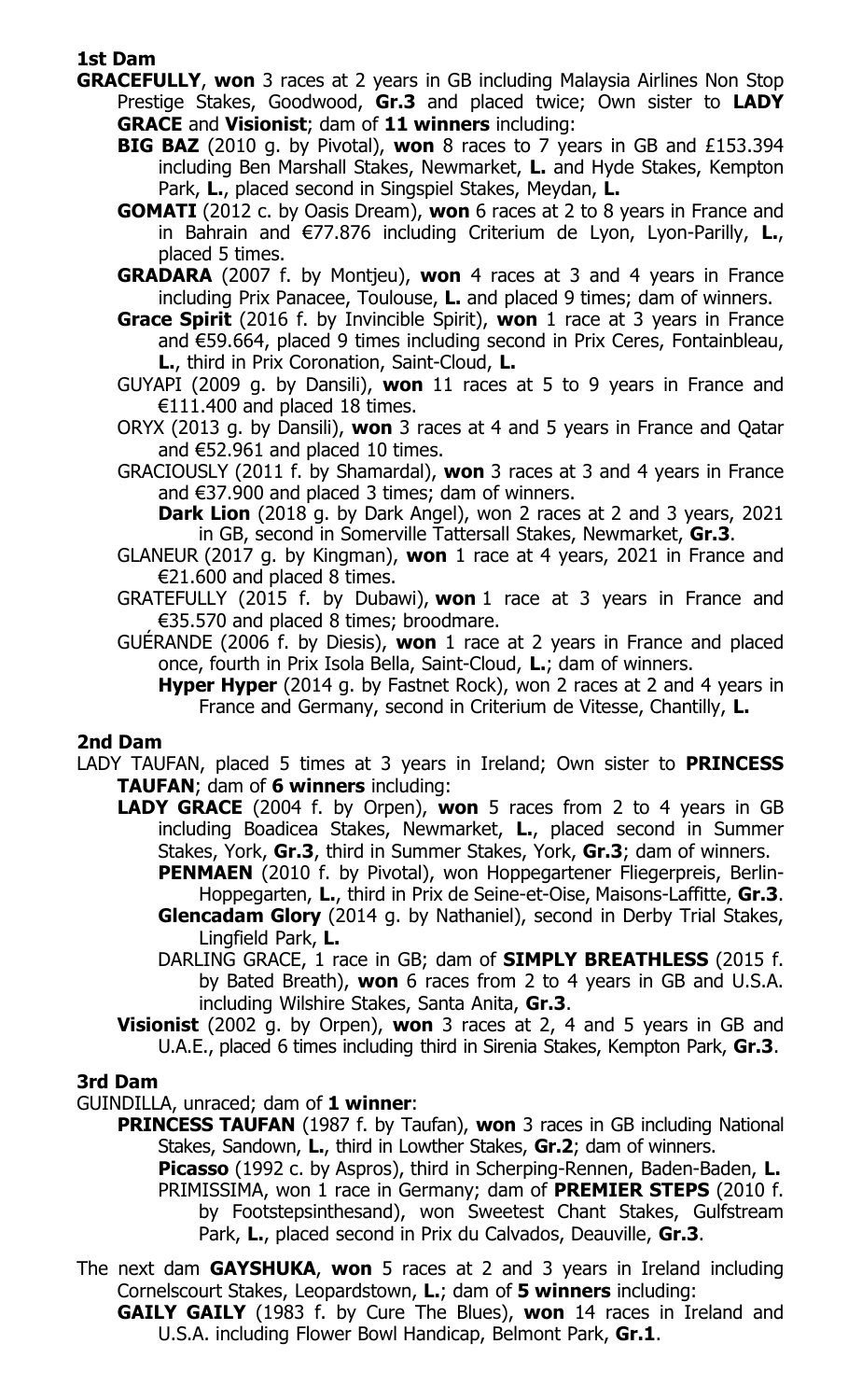## 1st Dam

**GRACEFULLY**, **won** 3 races at 2 years in GB including Malaysia Airlines Non Stop Prestige Stakes, Goodwood, **Gr.3** and placed twice; Own sister to **LADY GRACE** and **Visionist**; dam of **11 winners** including:

- **BIG BAZ** (2010 g. by Pivotal), **won** 8 races to 7 years in GB and £153.394 including Ben Marshall Stakes, Newmarket, **L.** and Hyde Stakes, Kempton Park, **L.**, placed second in Singspiel Stakes, Meydan, **L.**
- **GOMATI** (2012 c. by Oasis Dream), **won** 6 races at 2 to 8 years in France and in Bahrain and €77.876 including Criterium de Lyon, Lyon-Parilly, **L.**, placed 5 times.
- **GRADARA** (2007 f. by Montjeu), **won** 4 races at 3 and 4 years in France including Prix Panacee, Toulouse, **L.** and placed 9 times; dam of winners.
- **Grace Spirit** (2016 f. by Invincible Spirit), **won** 1 race at 3 years in France and €59.664, placed 9 times including second in Prix Ceres, Fontainbleau, **L.**, third in Prix Coronation, Saint-Cloud, **L.**
- GUYAPI (2009 g. by Dansili), **won** 11 races at 5 to 9 years in France and €111.400 and placed 18 times.
- ORYX (2013 g. by Dansili), **won** 3 races at 4 and 5 years in France and Qatar and €52.961 and placed 10 times.
- GRACIOUSLY (2011 f. by Shamardal), **won** 3 races at 3 and 4 years in France and €37.900 and placed 3 times; dam of winners.
  - **Dark Lion** (2018 g. by Dark Angel), won 2 races at 2 and 3 years, 2021 in GB, second in Somerville Tattersall Stakes, Newmarket, **Gr.3**.
- GLANEUR (2017 g. by Kingman), **won** 1 race at 4 years, 2021 in France and €21.600 and placed 8 times.
- GRATEFULLY (2015 f. by Dubawi), **won** 1 race at 3 years in France and €35.570 and placed 8 times; broodmare.
- GUÉRANDE (2006 f. by Diesis), **won** 1 race at 2 years in France and placed once, fourth in Prix Isola Bella, Saint-Cloud, **L.**; dam of winners.
  - **Hyper Hyper** (2014 g. by Fastnet Rock), won 2 races at 2 and 4 years in France and Germany, second in Criterium de Vitesse, Chantilly, **L.**

## 2nd Dam

LADY TAUFAN, placed 5 times at 3 years in Ireland; Own sister to **PRINCESS TAUFAN**; dam of **6 winners** including:

- **LADY GRACE** (2004 f. by Orpen), **won** 5 races from 2 to 4 years in GB including Boadicea Stakes, Newmarket, **L.**, placed second in Summer Stakes, York, **Gr.3**, third in Summer Stakes, York, **Gr.3**; dam of winners.
  - **PENMAEN** (2010 f. by Pivotal), won Hoppegartener Fliegerpreis, Berlin-Hoppegarten, **L.**, third in Prix de Seine-et-Oise, Maisons-Laffitte, **Gr.3**.
  - **Glencadam Glory** (2014 g. by Nathaniel), second in Derby Trial Stakes, Lingfield Park, **L.**
  - DARLING GRACE, 1 race in GB; dam of **SIMPLY BREATHLESS** (2015 f. by Bated Breath), **won** 6 races from 2 to 4 years in GB and U.S.A. including Wilshire Stakes, Santa Anita, **Gr.3**.
- **Visionist** (2002 g. by Orpen), **won** 3 races at 2, 4 and 5 years in GB and U.A.E., placed 6 times including third in Sirenia Stakes, Kempton Park, **Gr.3**.

## 3rd Dam

GUINDILLA, unraced; dam of **1 winner**:

- **PRINCESS TAUFAN** (1987 f. by Taufan), **won** 3 races in GB including National Stakes, Sandown, **L.**, third in Lowther Stakes, **Gr.2**; dam of winners.
  - **Picasso** (1992 c. by Aspros), third in Scherping-Rennen, Baden-Baden, **L.**
  - PRIMISSIMA, won 1 race in Germany; dam of **PREMIER STEPS** (2010 f. by Footstepsinthesand), won Sweetest Chant Stakes, Gulfstream Park, **L.**, placed second in Prix du Calvados, Deauville, **Gr.3**.

The next dam **GAYSHUKA**, **won** 5 races at 2 and 3 years in Ireland including Cornelscourt Stakes, Leopardstown, **L.**; dam of **5 winners** including:

- **GAILY GAILY** (1983 f. by Cure The Blues), **won** 14 races in Ireland and U.S.A. including Flower Bowl Handicap, Belmont Park, **Gr.1**.